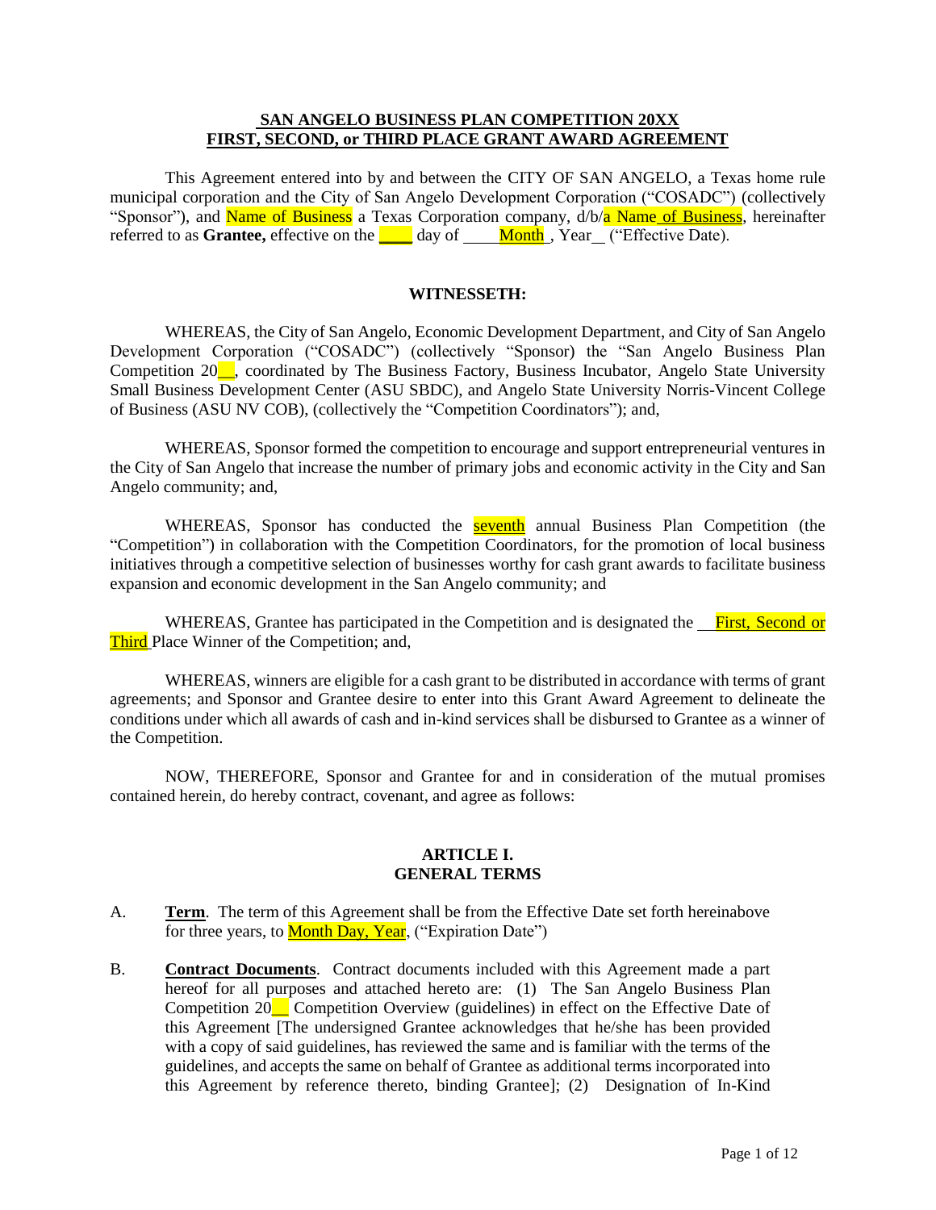**SAN ANGELO BUSINESS PLAN COMPETITION 20XX**
**FIRST, SECOND, or THIRD PLACE GRANT AWARD AGREEMENT**

This Agreement entered into by and between the CITY OF SAN ANGELO, a Texas home rule municipal corporation and the City of San Angelo Development Corporation ("COSADC") (collectively "Sponsor"), and Name of Business a Texas Corporation company, d/b/a Name of Business, hereinafter referred to as **Grantee,** effective on the ____ day of ____Month , Year__ ("Effective Date).

**WITNESSETH:**

WHEREAS, the City of San Angelo, Economic Development Department, and City of San Angelo Development Corporation ("COSADC") (collectively "Sponsor) the "San Angelo Business Plan Competition 20__, coordinated by The Business Factory, Business Incubator, Angelo State University Small Business Development Center (ASU SBDC), and Angelo State University Norris-Vincent College of Business (ASU NV COB), (collectively the "Competition Coordinators"); and,

WHEREAS, Sponsor formed the competition to encourage and support entrepreneurial ventures in the City of San Angelo that increase the number of primary jobs and economic activity in the City and San Angelo community; and,

WHEREAS, Sponsor has conducted the seventh annual Business Plan Competition (the "Competition") in collaboration with the Competition Coordinators, for the promotion of local business initiatives through a competitive selection of businesses worthy for cash grant awards to facilitate business expansion and economic development in the San Angelo community; and

WHEREAS, Grantee has participated in the Competition and is designated the __First, Second or Third Place Winner of the Competition; and,

WHEREAS, winners are eligible for a cash grant to be distributed in accordance with terms of grant agreements; and Sponsor and Grantee desire to enter into this Grant Award Agreement to delineate the conditions under which all awards of cash and in-kind services shall be disbursed to Grantee as a winner of the Competition.

NOW, THEREFORE, Sponsor and Grantee for and in consideration of the mutual promises contained herein, do hereby contract, covenant, and agree as follows:

**ARTICLE I.**
**GENERAL TERMS**

A. **Term**. The term of this Agreement shall be from the Effective Date set forth hereinabove for three years, to Month Day, Year, ("Expiration Date")

B. **Contract Documents**. Contract documents included with this Agreement made a part hereof for all purposes and attached hereto are: (1) The San Angelo Business Plan Competition 20__ Competition Overview (guidelines) in effect on the Effective Date of this Agreement [The undersigned Grantee acknowledges that he/she has been provided with a copy of said guidelines, has reviewed the same and is familiar with the terms of the guidelines, and accepts the same on behalf of Grantee as additional terms incorporated into this Agreement by reference thereto, binding Grantee]; (2) Designation of In-Kind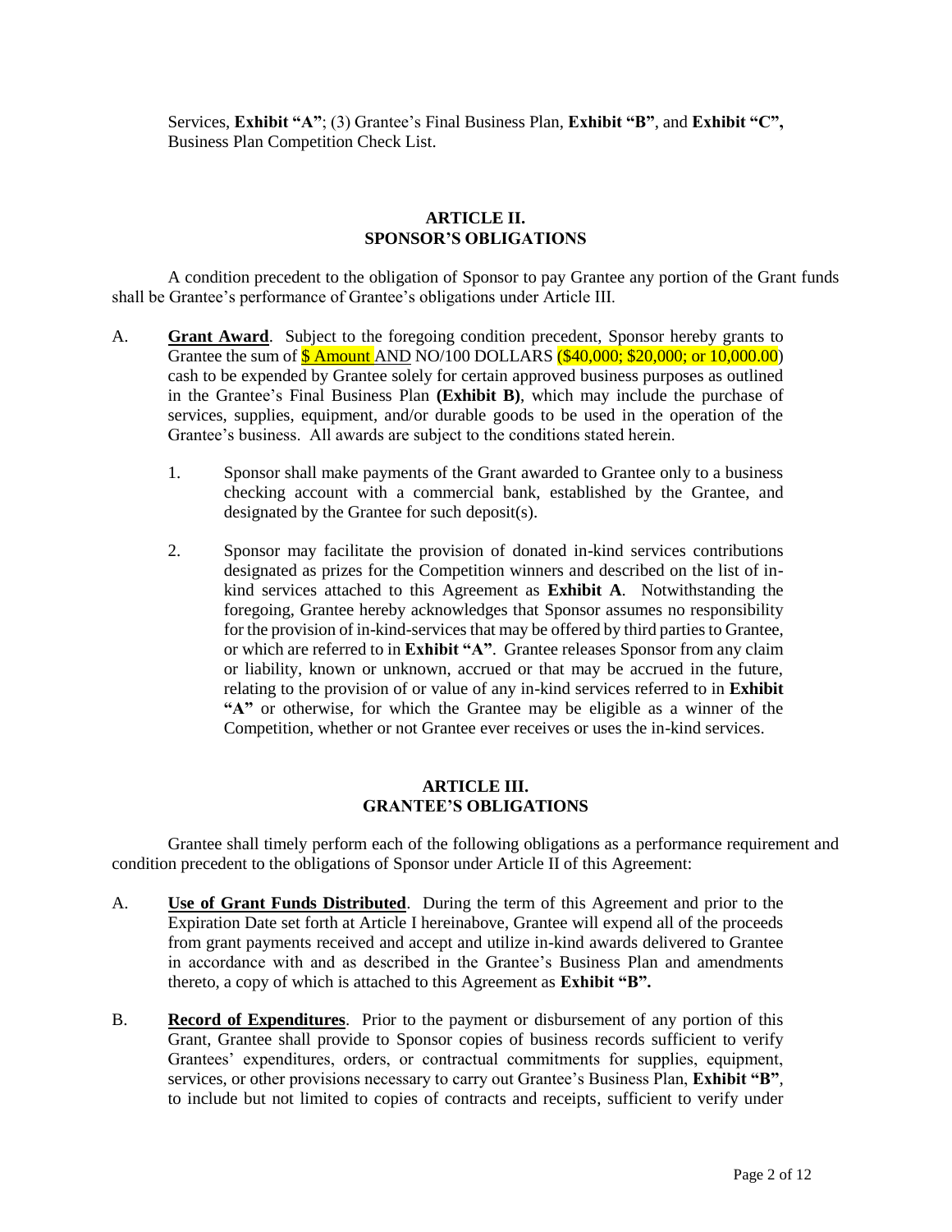Services, **Exhibit "A"**; (3) Grantee's Final Business Plan, **Exhibit "B"**, and **Exhibit "C",** Business Plan Competition Check List.

## ARTICLE II.
## SPONSOR'S OBLIGATIONS

A condition precedent to the obligation of Sponsor to pay Grantee any portion of the Grant funds shall be Grantee's performance of Grantee's obligations under Article III.

A. **Grant Award**. Subject to the foregoing condition precedent, Sponsor hereby grants to Grantee the sum of $ Amount AND NO/100 DOLLARS ($40,000; $20,000; or 10,000.00) cash to be expended by Grantee solely for certain approved business purposes as outlined in the Grantee's Final Business Plan **(Exhibit B)**, which may include the purchase of services, supplies, equipment, and/or durable goods to be used in the operation of the Grantee's business. All awards are subject to the conditions stated herein.

   1. Sponsor shall make payments of the Grant awarded to Grantee only to a business checking account with a commercial bank, established by the Grantee, and designated by the Grantee for such deposit(s).

   2. Sponsor may facilitate the provision of donated in-kind services contributions designated as prizes for the Competition winners and described on the list of in-kind services attached to this Agreement as **Exhibit A**. Notwithstanding the foregoing, Grantee hereby acknowledges that Sponsor assumes no responsibility for the provision of in-kind-services that may be offered by third parties to Grantee, or which are referred to in **Exhibit "A"**. Grantee releases Sponsor from any claim or liability, known or unknown, accrued or that may be accrued in the future, relating to the provision of or value of any in-kind services referred to in **Exhibit "A"** or otherwise, for which the Grantee may be eligible as a winner of the Competition, whether or not Grantee ever receives or uses the in-kind services.

## ARTICLE III.
## GRANTEE'S OBLIGATIONS

Grantee shall timely perform each of the following obligations as a performance requirement and condition precedent to the obligations of Sponsor under Article II of this Agreement:

A. **Use of Grant Funds Distributed**. During the term of this Agreement and prior to the Expiration Date set forth at Article I hereinabove, Grantee will expend all of the proceeds from grant payments received and accept and utilize in-kind awards delivered to Grantee in accordance with and as described in the Grantee's Business Plan and amendments thereto, a copy of which is attached to this Agreement as **Exhibit "B".**

B. **Record of Expenditures**. Prior to the payment or disbursement of any portion of this Grant, Grantee shall provide to Sponsor copies of business records sufficient to verify Grantees' expenditures, orders, or contractual commitments for supplies, equipment, services, or other provisions necessary to carry out Grantee's Business Plan, **Exhibit "B"**, to include but not limited to copies of contracts and receipts, sufficient to verify under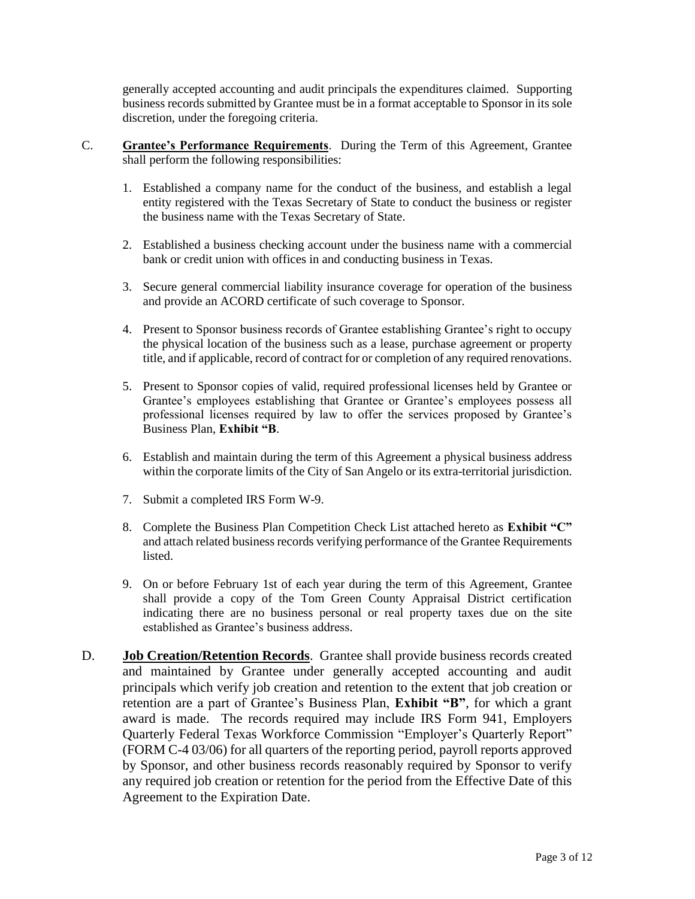generally accepted accounting and audit principals the expenditures claimed. Supporting business records submitted by Grantee must be in a format acceptable to Sponsor in its sole discretion, under the foregoing criteria.

C. **Grantee's Performance Requirements**. During the Term of this Agreement, Grantee shall perform the following responsibilities:

1. Established a company name for the conduct of the business, and establish a legal entity registered with the Texas Secretary of State to conduct the business or register the business name with the Texas Secretary of State.

2. Established a business checking account under the business name with a commercial bank or credit union with offices in and conducting business in Texas.

3. Secure general commercial liability insurance coverage for operation of the business and provide an ACORD certificate of such coverage to Sponsor.

4. Present to Sponsor business records of Grantee establishing Grantee's right to occupy the physical location of the business such as a lease, purchase agreement or property title, and if applicable, record of contract for or completion of any required renovations.

5. Present to Sponsor copies of valid, required professional licenses held by Grantee or Grantee's employees establishing that Grantee or Grantee's employees possess all professional licenses required by law to offer the services proposed by Grantee's Business Plan, **Exhibit "B**.

6. Establish and maintain during the term of this Agreement a physical business address within the corporate limits of the City of San Angelo or its extra-territorial jurisdiction.

7. Submit a completed IRS Form W-9.

8. Complete the Business Plan Competition Check List attached hereto as **Exhibit "C"** and attach related business records verifying performance of the Grantee Requirements listed.

9. On or before February 1st of each year during the term of this Agreement, Grantee shall provide a copy of the Tom Green County Appraisal District certification indicating there are no business personal or real property taxes due on the site established as Grantee's business address.

D. **Job Creation/Retention Records**. Grantee shall provide business records created and maintained by Grantee under generally accepted accounting and audit principals which verify job creation and retention to the extent that job creation or retention are a part of Grantee's Business Plan, **Exhibit "B"**, for which a grant award is made. The records required may include IRS Form 941, Employers Quarterly Federal Texas Workforce Commission "Employer's Quarterly Report" (FORM C-4 03/06) for all quarters of the reporting period, payroll reports approved by Sponsor, and other business records reasonably required by Sponsor to verify any required job creation or retention for the period from the Effective Date of this Agreement to the Expiration Date.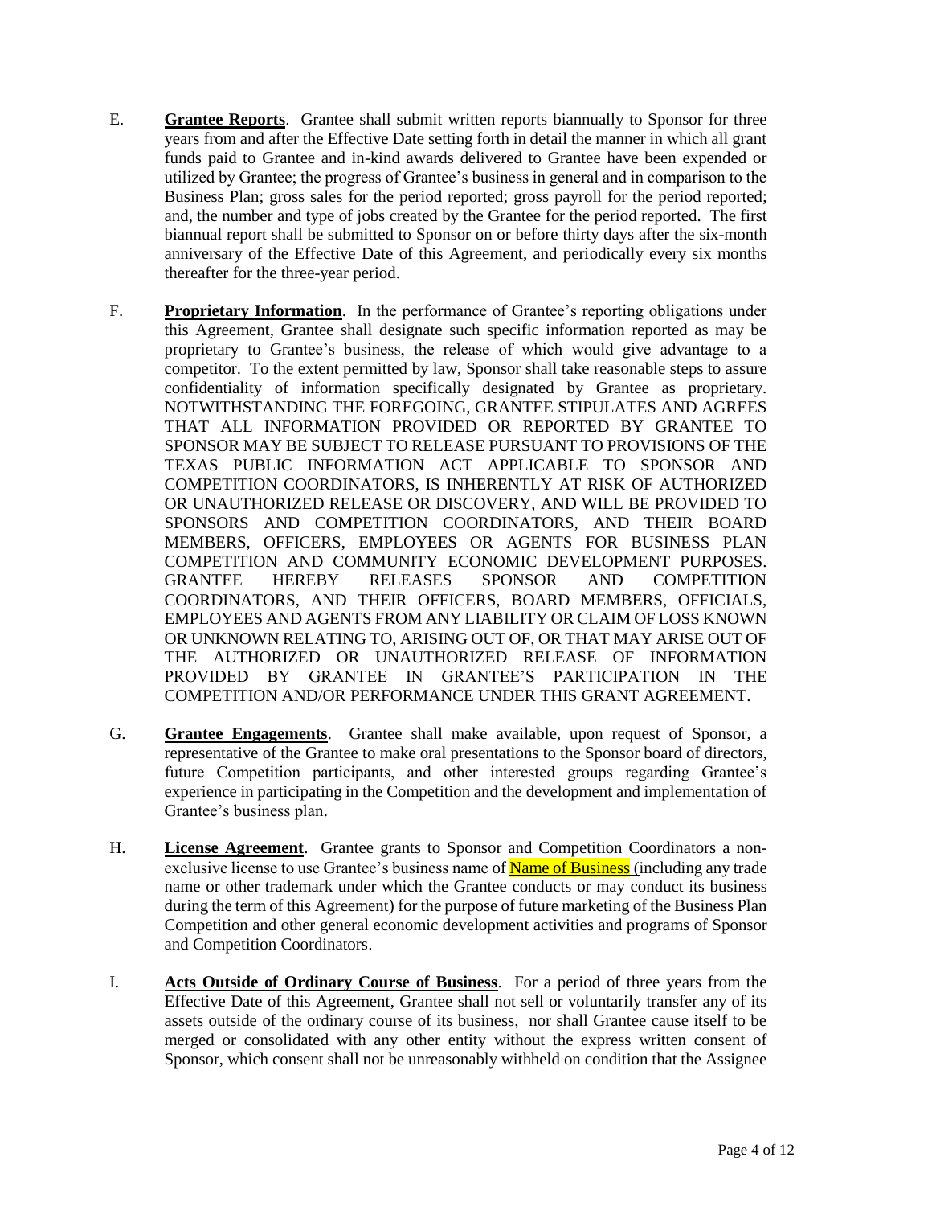E. **Grantee Reports**. Grantee shall submit written reports biannually to Sponsor for three years from and after the Effective Date setting forth in detail the manner in which all grant funds paid to Grantee and in-kind awards delivered to Grantee have been expended or utilized by Grantee; the progress of Grantee's business in general and in comparison to the Business Plan; gross sales for the period reported; gross payroll for the period reported; and, the number and type of jobs created by the Grantee for the period reported. The first biannual report shall be submitted to Sponsor on or before thirty days after the six-month anniversary of the Effective Date of this Agreement, and periodically every six months thereafter for the three-year period.

F. **Proprietary Information**. In the performance of Grantee's reporting obligations under this Agreement, Grantee shall designate such specific information reported as may be proprietary to Grantee's business, the release of which would give advantage to a competitor. To the extent permitted by law, Sponsor shall take reasonable steps to assure confidentiality of information specifically designated by Grantee as proprietary. NOTWITHSTANDING THE FOREGOING, GRANTEE STIPULATES AND AGREES THAT ALL INFORMATION PROVIDED OR REPORTED BY GRANTEE TO SPONSOR MAY BE SUBJECT TO RELEASE PURSUANT TO PROVISIONS OF THE TEXAS PUBLIC INFORMATION ACT APPLICABLE TO SPONSOR AND COMPETITION COORDINATORS, IS INHERENTLY AT RISK OF AUTHORIZED OR UNAUTHORIZED RELEASE OR DISCOVERY, AND WILL BE PROVIDED TO SPONSORS AND COMPETITION COORDINATORS, AND THEIR BOARD MEMBERS, OFFICERS, EMPLOYEES OR AGENTS FOR BUSINESS PLAN COMPETITION AND COMMUNITY ECONOMIC DEVELOPMENT PURPOSES. GRANTEE HEREBY RELEASES SPONSOR AND COMPETITION COORDINATORS, AND THEIR OFFICERS, BOARD MEMBERS, OFFICIALS, EMPLOYEES AND AGENTS FROM ANY LIABILITY OR CLAIM OF LOSS KNOWN OR UNKNOWN RELATING TO, ARISING OUT OF, OR THAT MAY ARISE OUT OF THE AUTHORIZED OR UNAUTHORIZED RELEASE OF INFORMATION PROVIDED BY GRANTEE IN GRANTEE'S PARTICIPATION IN THE COMPETITION AND/OR PERFORMANCE UNDER THIS GRANT AGREEMENT.

G. **Grantee Engagements**. Grantee shall make available, upon request of Sponsor, a representative of the Grantee to make oral presentations to the Sponsor board of directors, future Competition participants, and other interested groups regarding Grantee's experience in participating in the Competition and the development and implementation of Grantee's business plan.

H. **License Agreement**. Grantee grants to Sponsor and Competition Coordinators a non-exclusive license to use Grantee's business name of Name of Business (including any trade name or other trademark under which the Grantee conducts or may conduct its business during the term of this Agreement) for the purpose of future marketing of the Business Plan Competition and other general economic development activities and programs of Sponsor and Competition Coordinators.

I. **Acts Outside of Ordinary Course of Business**. For a period of three years from the Effective Date of this Agreement, Grantee shall not sell or voluntarily transfer any of its assets outside of the ordinary course of its business, nor shall Grantee cause itself to be merged or consolidated with any other entity without the express written consent of Sponsor, which consent shall not be unreasonably withheld on condition that the Assignee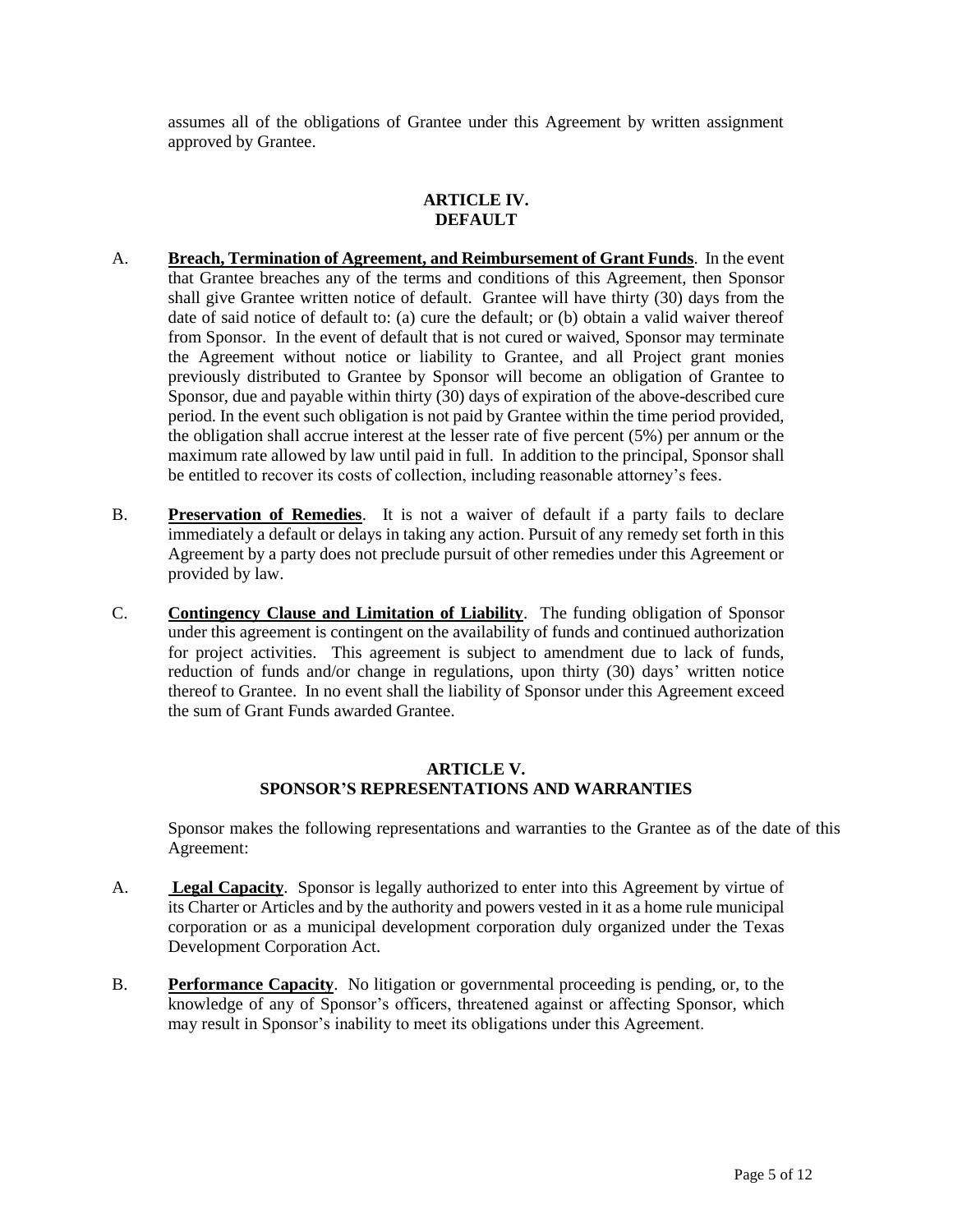assumes all of the obligations of Grantee under this Agreement by written assignment approved by Grantee.

## ARTICLE IV.
## DEFAULT

A. **Breach, Termination of Agreement, and Reimbursement of Grant Funds**. In the event that Grantee breaches any of the terms and conditions of this Agreement, then Sponsor shall give Grantee written notice of default. Grantee will have thirty (30) days from the date of said notice of default to: (a) cure the default; or (b) obtain a valid waiver thereof from Sponsor. In the event of default that is not cured or waived, Sponsor may terminate the Agreement without notice or liability to Grantee, and all Project grant monies previously distributed to Grantee by Sponsor will become an obligation of Grantee to Sponsor, due and payable within thirty (30) days of expiration of the above-described cure period. In the event such obligation is not paid by Grantee within the time period provided, the obligation shall accrue interest at the lesser rate of five percent (5%) per annum or the maximum rate allowed by law until paid in full. In addition to the principal, Sponsor shall be entitled to recover its costs of collection, including reasonable attorney's fees.

B. **Preservation of Remedies**. It is not a waiver of default if a party fails to declare immediately a default or delays in taking any action. Pursuit of any remedy set forth in this Agreement by a party does not preclude pursuit of other remedies under this Agreement or provided by law.

C. **Contingency Clause and Limitation of Liability**. The funding obligation of Sponsor under this agreement is contingent on the availability of funds and continued authorization for project activities. This agreement is subject to amendment due to lack of funds, reduction of funds and/or change in regulations, upon thirty (30) days' written notice thereof to Grantee. In no event shall the liability of Sponsor under this Agreement exceed the sum of Grant Funds awarded Grantee.

## ARTICLE V.
## SPONSOR'S REPRESENTATIONS AND WARRANTIES

Sponsor makes the following representations and warranties to the Grantee as of the date of this Agreement:

A. **Legal Capacity**. Sponsor is legally authorized to enter into this Agreement by virtue of its Charter or Articles and by the authority and powers vested in it as a home rule municipal corporation or as a municipal development corporation duly organized under the Texas Development Corporation Act.

B. **Performance Capacity**. No litigation or governmental proceeding is pending, or, to the knowledge of any of Sponsor's officers, threatened against or affecting Sponsor, which may result in Sponsor's inability to meet its obligations under this Agreement.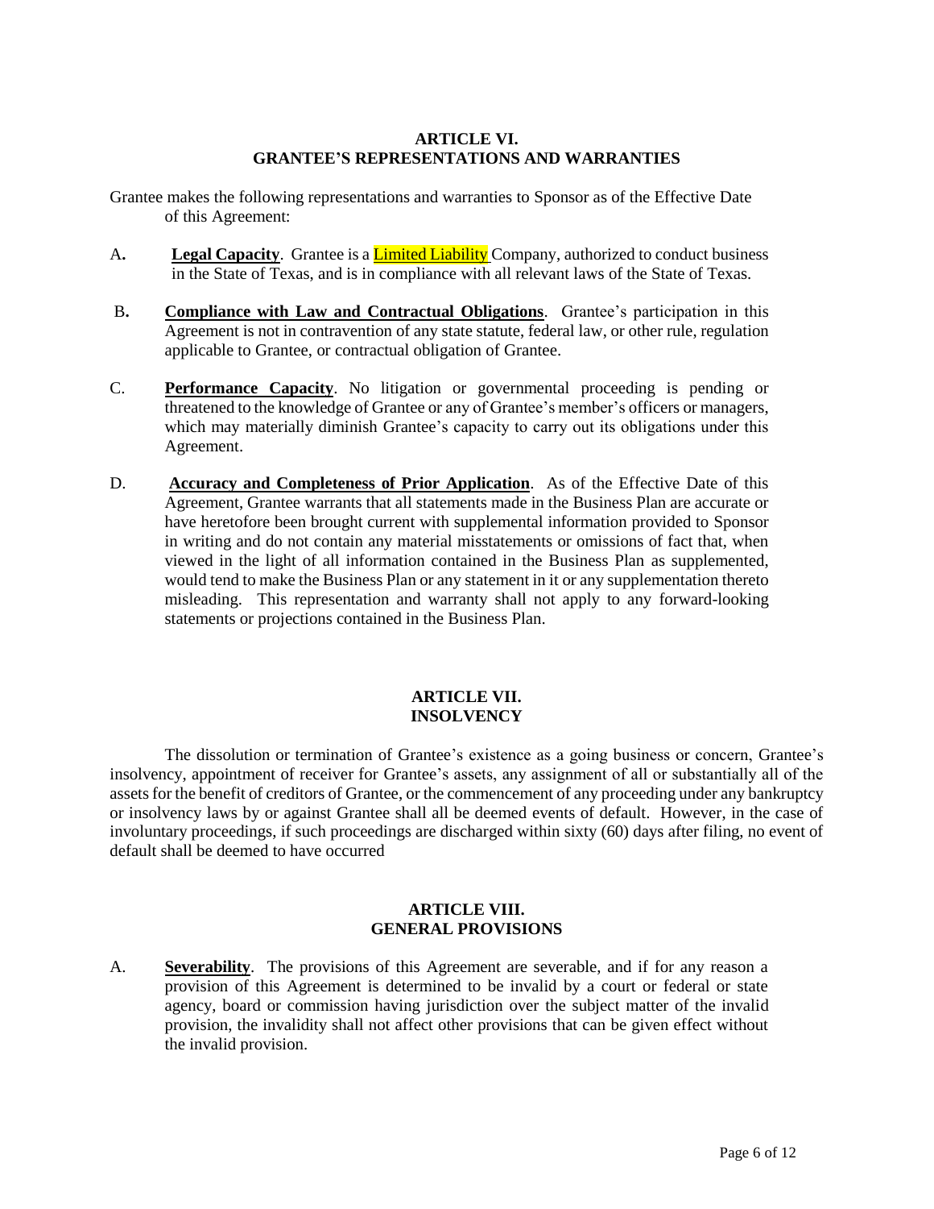## ARTICLE VI.
## GRANTEE'S REPRESENTATIONS AND WARRANTIES

Grantee makes the following representations and warranties to Sponsor as of the Effective Date of this Agreement:

A. **Legal Capacity**. Grantee is a Limited Liability Company, authorized to conduct business in the State of Texas, and is in compliance with all relevant laws of the State of Texas.

B. **Compliance with Law and Contractual Obligations**. Grantee's participation in this Agreement is not in contravention of any state statute, federal law, or other rule, regulation applicable to Grantee, or contractual obligation of Grantee.

C. **Performance Capacity**. No litigation or governmental proceeding is pending or threatened to the knowledge of Grantee or any of Grantee's member's officers or managers, which may materially diminish Grantee's capacity to carry out its obligations under this Agreement.

D. **Accuracy and Completeness of Prior Application**. As of the Effective Date of this Agreement, Grantee warrants that all statements made in the Business Plan are accurate or have heretofore been brought current with supplemental information provided to Sponsor in writing and do not contain any material misstatements or omissions of fact that, when viewed in the light of all information contained in the Business Plan as supplemented, would tend to make the Business Plan or any statement in it or any supplementation thereto misleading. This representation and warranty shall not apply to any forward-looking statements or projections contained in the Business Plan.

## ARTICLE VII.
## INSOLVENCY

The dissolution or termination of Grantee's existence as a going business or concern, Grantee's insolvency, appointment of receiver for Grantee's assets, any assignment of all or substantially all of the assets for the benefit of creditors of Grantee, or the commencement of any proceeding under any bankruptcy or insolvency laws by or against Grantee shall all be deemed events of default. However, in the case of involuntary proceedings, if such proceedings are discharged within sixty (60) days after filing, no event of default shall be deemed to have occurred

## ARTICLE VIII.
## GENERAL PROVISIONS

A. **Severability**. The provisions of this Agreement are severable, and if for any reason a provision of this Agreement is determined to be invalid by a court or federal or state agency, board or commission having jurisdiction over the subject matter of the invalid provision, the invalidity shall not affect other provisions that can be given effect without the invalid provision.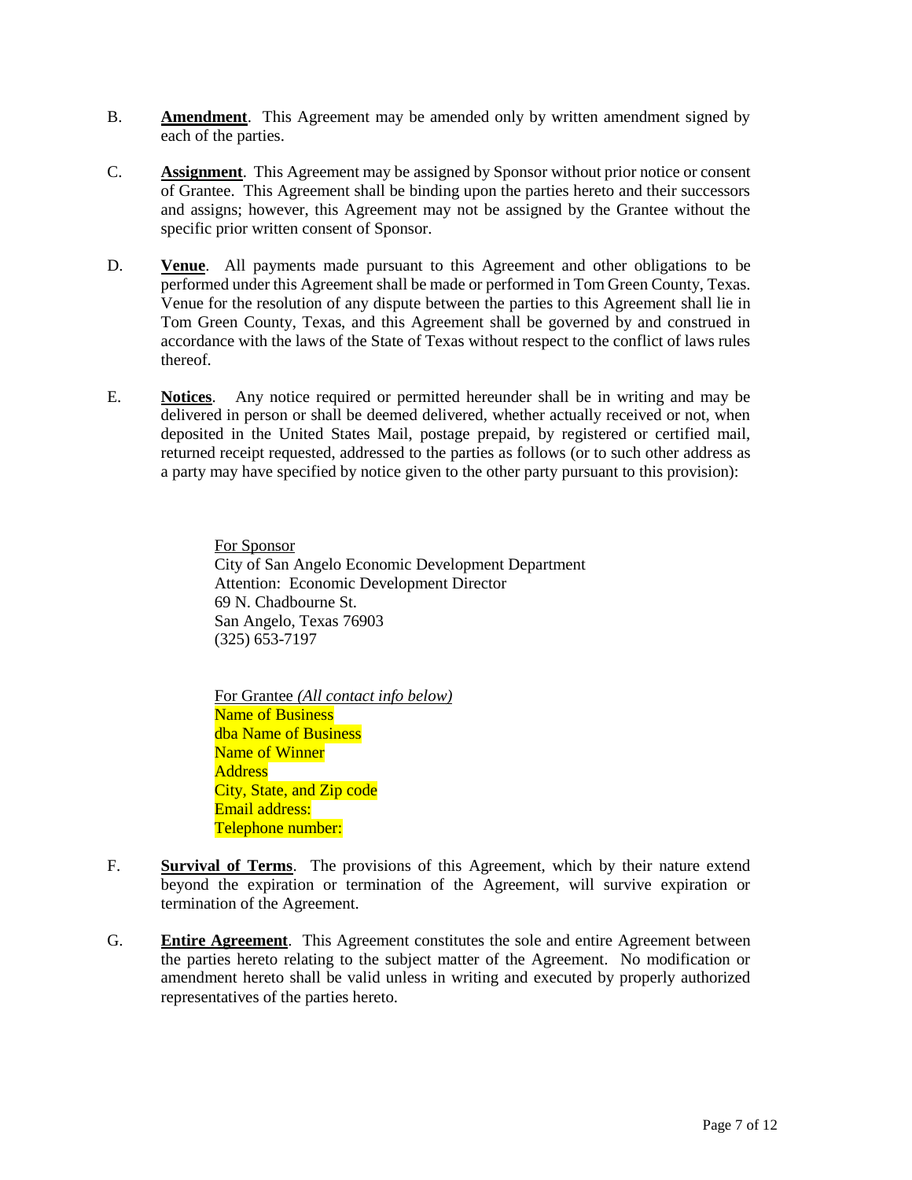B. **Amendment**. This Agreement may be amended only by written amendment signed by each of the parties.

C. **Assignment**. This Agreement may be assigned by Sponsor without prior notice or consent of Grantee. This Agreement shall be binding upon the parties hereto and their successors and assigns; however, this Agreement may not be assigned by the Grantee without the specific prior written consent of Sponsor.

D. **Venue**. All payments made pursuant to this Agreement and other obligations to be performed under this Agreement shall be made or performed in Tom Green County, Texas. Venue for the resolution of any dispute between the parties to this Agreement shall lie in Tom Green County, Texas, and this Agreement shall be governed by and construed in accordance with the laws of the State of Texas without respect to the conflict of laws rules thereof.

E. **Notices**. Any notice required or permitted hereunder shall be in writing and may be delivered in person or shall be deemed delivered, whether actually received or not, when deposited in the United States Mail, postage prepaid, by registered or certified mail, returned receipt requested, addressed to the parties as follows (or to such other address as a party may have specified by notice given to the other party pursuant to this provision):

For Sponsor
City of San Angelo Economic Development Department
Attention: Economic Development Director
69 N. Chadbourne St.
San Angelo, Texas 76903
(325) 653-7197

For Grantee *(All contact info below)*
Name of Business
dba Name of Business
Name of Winner
Address
City, State, and Zip code
Email address:
Telephone number:

F. **Survival of Terms**. The provisions of this Agreement, which by their nature extend beyond the expiration or termination of the Agreement, will survive expiration or termination of the Agreement.

G. **Entire Agreement**. This Agreement constitutes the sole and entire Agreement between the parties hereto relating to the subject matter of the Agreement. No modification or amendment hereto shall be valid unless in writing and executed by properly authorized representatives of the parties hereto.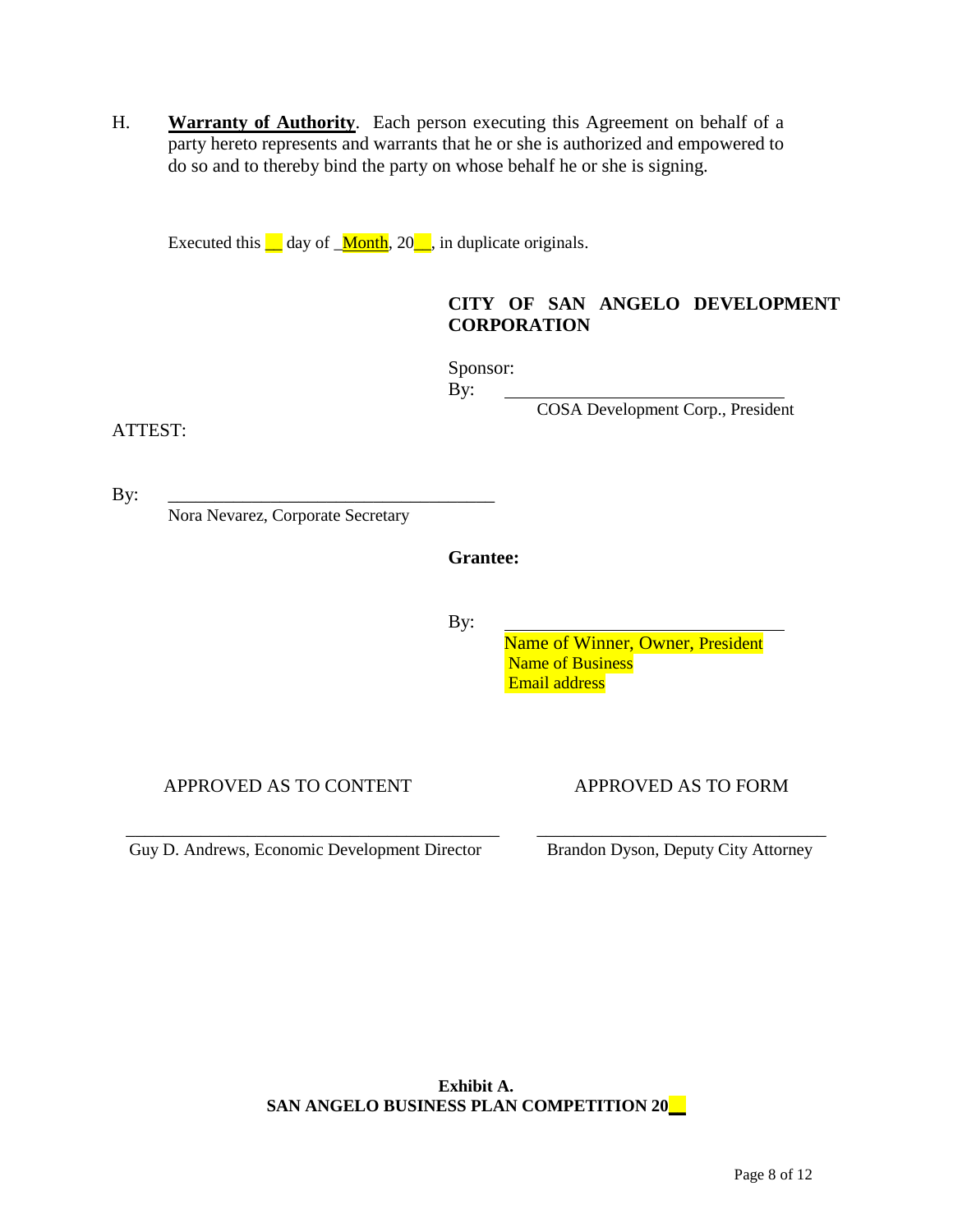H. **Warranty of Authority**. Each person executing this Agreement on behalf of a party hereto represents and warrants that he or she is authorized and empowered to do so and to thereby bind the party on whose behalf he or she is signing.

Executed this __ day of _Month, 20__, in duplicate originals.

**CITY OF SAN ANGELO DEVELOPMENT CORPORATION**

Sponsor:
By: ________________________________
COSA Development Corp., President

ATTEST:

By: ____________________________________
Nora Nevarez, Corporate Secretary

**Grantee:**

By: ________________________________
Name of Winner, Owner, President
Name of Business
Email address

APPROVED AS TO CONTENT

__________________________________________
Guy D. Andrews, Economic Development Director

APPROVED AS TO FORM

________________________________
Brandon Dyson, Deputy City Attorney

**Exhibit A.**
**SAN ANGELO BUSINESS PLAN COMPETITION 20__**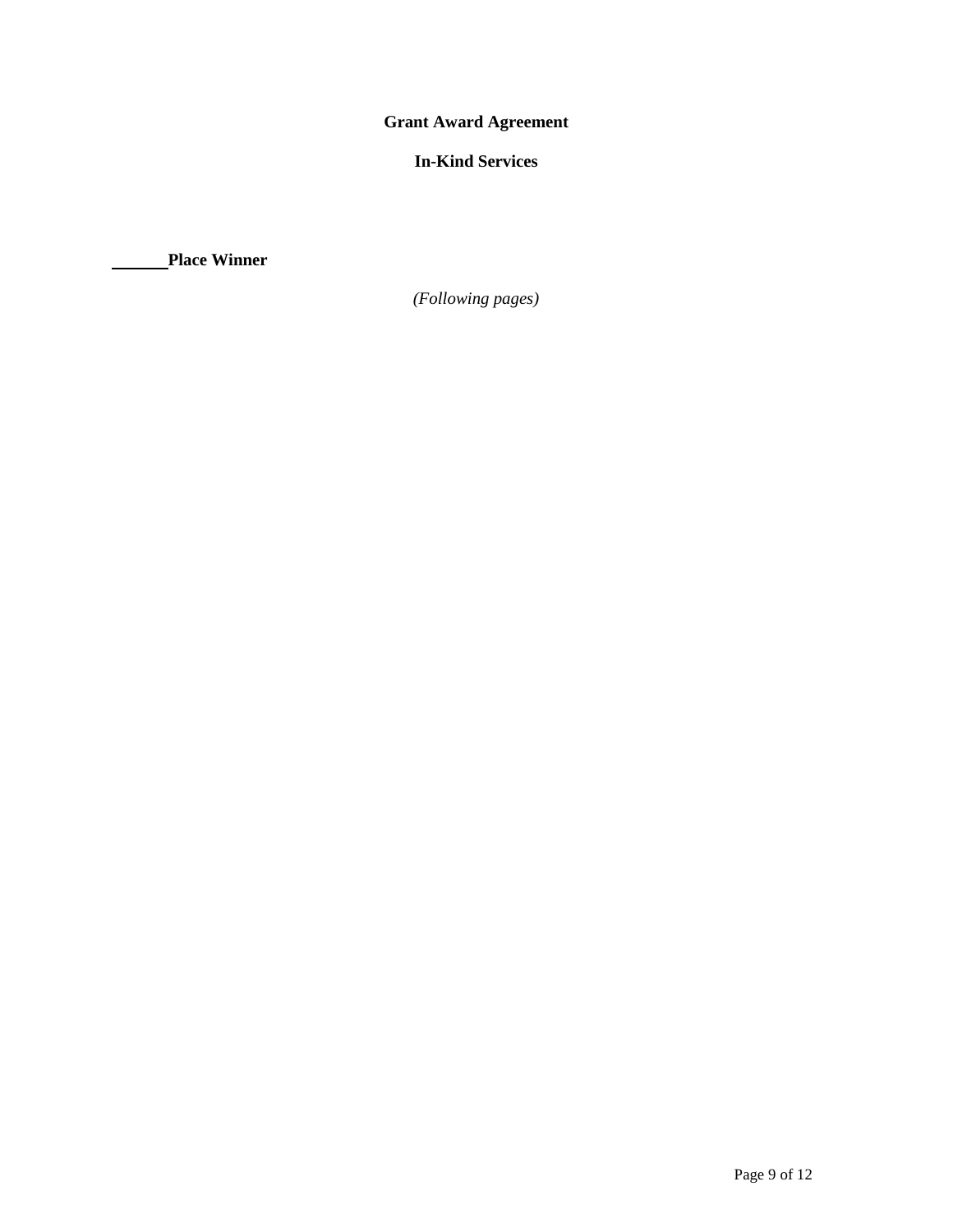**Grant Award Agreement**

**In-Kind Services**

_______ **Place Winner**

*(Following pages)*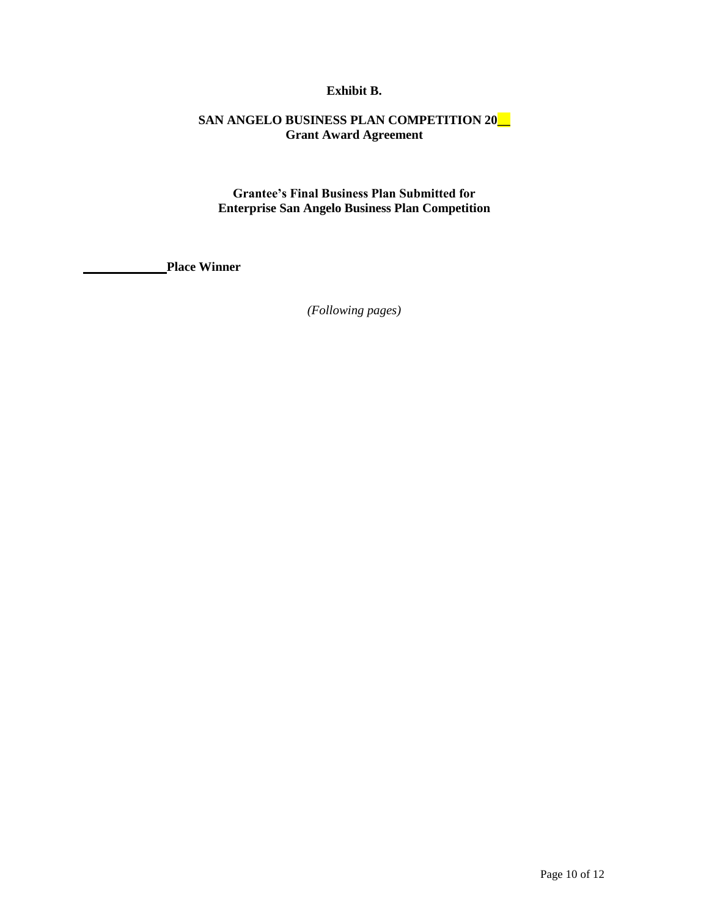**Exhibit B.**

**SAN ANGELO BUSINESS PLAN COMPETITION 20__**
**Grant Award Agreement**

**Grantee's Final Business Plan Submitted for**
**Enterprise San Angelo Business Plan Competition**

**_____________Place Winner**

*(Following pages)*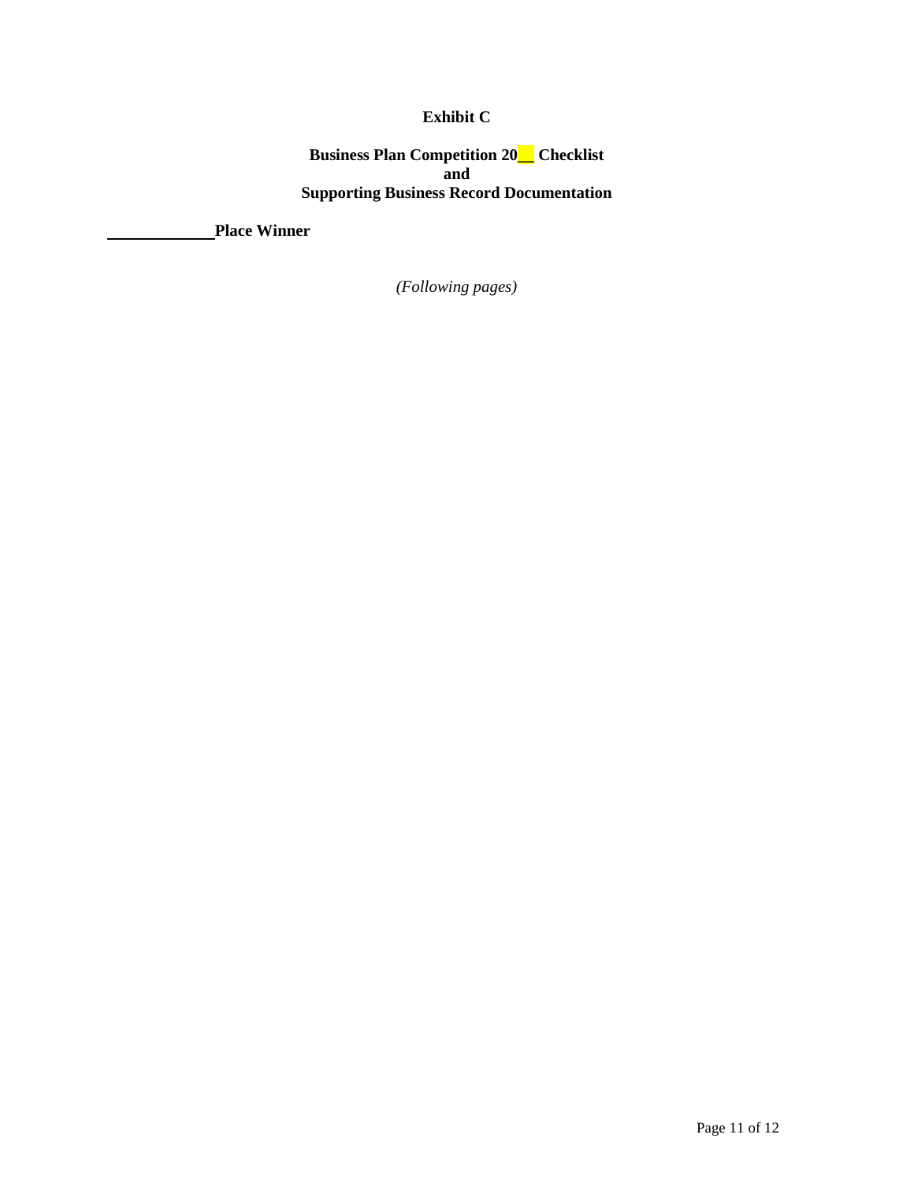**Exhibit C**

**Business Plan Competition 20__ Checklist**
**and**
**Supporting Business Record Documentation**

**____________Place Winner**

*(Following pages)*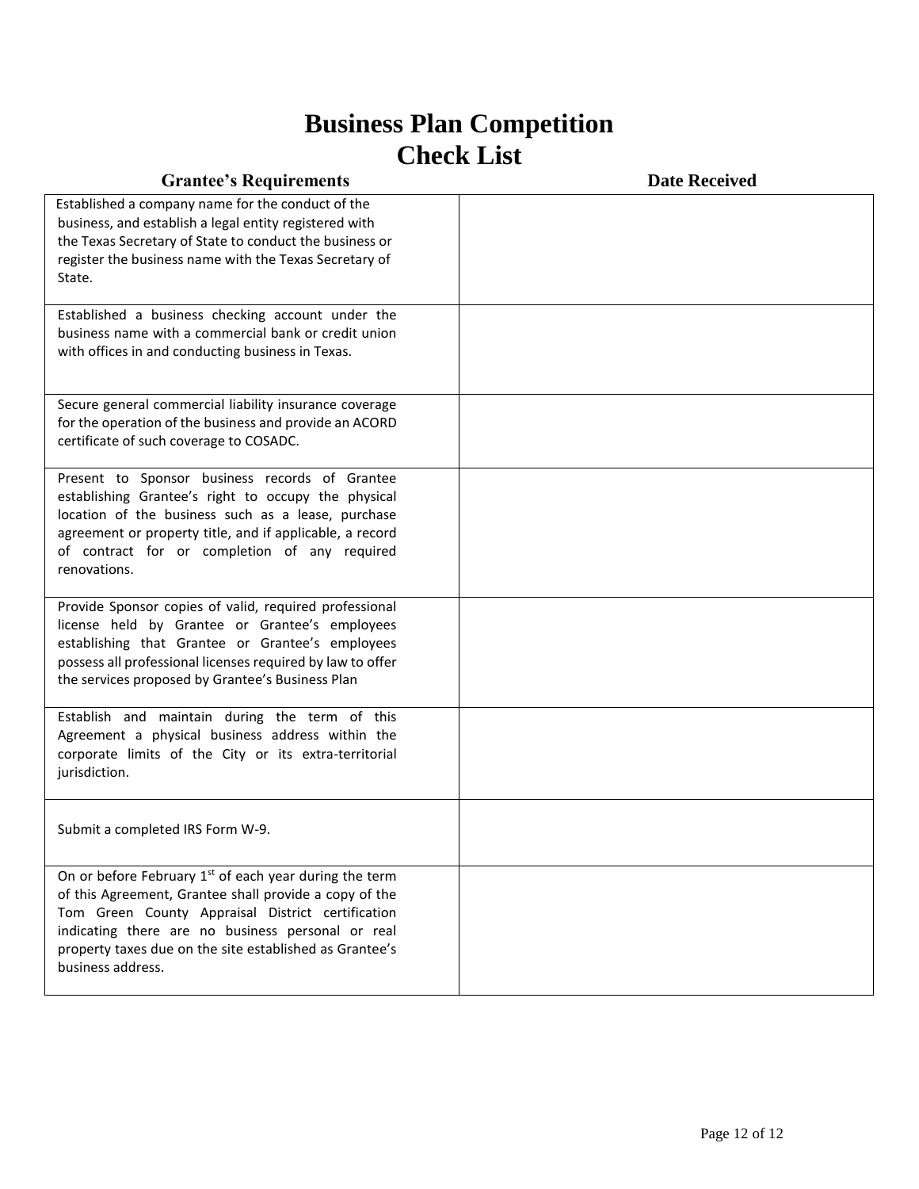# Business Plan Competition
# Check List

| Grantee's Requirements | Date Received |
|---|---|
| Established a company name for the conduct of the business, and establish a legal entity registered with the Texas Secretary of State to conduct the business or register the business name with the Texas Secretary of State. | |
| Established a business checking account under the business name with a commercial bank or credit union with offices in and conducting business in Texas. | |
| Secure general commercial liability insurance coverage for the operation of the business and provide an ACORD certificate of such coverage to COSADC. | |
| Present to Sponsor business records of Grantee establishing Grantee's right to occupy the physical location of the business such as a lease, purchase agreement or property title, and if applicable, a record of contract for or completion of any required renovations. | |
| Provide Sponsor copies of valid, required professional license held by Grantee or Grantee's employees establishing that Grantee or Grantee's employees possess all professional licenses required by law to offer the services proposed by Grantee's Business Plan | |
| Establish and maintain during the term of this Agreement a physical business address within the corporate limits of the City or its extra-territorial jurisdiction. | |
| Submit a completed IRS Form W-9. | |
| On or before February 1st of each year during the term of this Agreement, Grantee shall provide a copy of the Tom Green County Appraisal District certification indicating there are no business personal or real property taxes due on the site established as Grantee's business address. | |